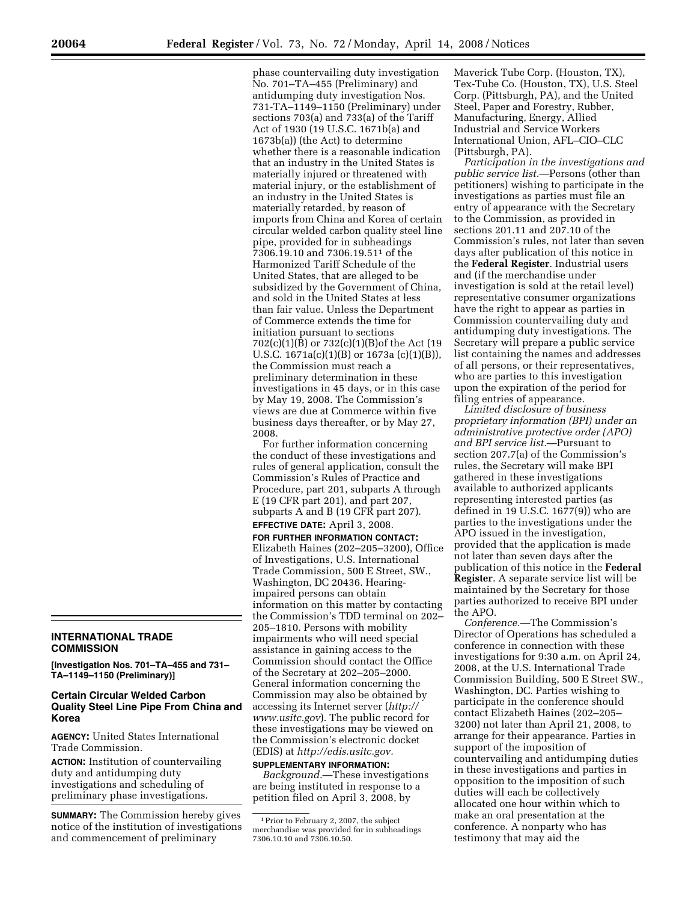## INTERNATIONAL TRADE COMMISSION

**[Investigation Nos. 701–TA–455 and 731–TA–1149–1150 (Preliminary)]**

### Certain Circular Welded Carbon Quality Steel Line Pipe From China and Korea

**AGENCY:** United States International Trade Commission.

**ACTION:** Institution of countervailing duty and antidumping duty investigations and scheduling of preliminary phase investigations.

**SUMMARY:** The Commission hereby gives notice of the institution of investigations and commencement of preliminary phase countervailing duty investigation No. 701–TA–455 (Preliminary) and antidumping duty investigation Nos. 731-TA–1149–1150 (Preliminary) under sections 703(a) and 733(a) of the Tariff Act of 1930 (19 U.S.C. 1671b(a) and 1673b(a)) (the Act) to determine whether there is a reasonable indication that an industry in the United States is materially injured or threatened with material injury, or the establishment of an industry in the United States is materially retarded, by reason of imports from China and Korea of certain circular welded carbon quality steel line pipe, provided for in subheadings 7306.19.10 and 7306.19.51[1] of the Harmonized Tariff Schedule of the United States, that are alleged to be subsidized by the Government of China, and sold in the United States at less than fair value. Unless the Department of Commerce extends the time for initiation pursuant to sections 702(c)(1)(B) or 732(c)(1)(B)of the Act (19 U.S.C. 1671a(c)(1)(B) or 1673a (c)(1)(B)), the Commission must reach a preliminary determination in these investigations in 45 days, or in this case by May 19, 2008. The Commission's views are due at Commerce within five business days thereafter, or by May 27, 2008.

For further information concerning the conduct of these investigations and rules of general application, consult the Commission's Rules of Practice and Procedure, part 201, subparts A through E (19 CFR part 201), and part 207, subparts A and B (19 CFR part 207).

**EFFECTIVE DATE:** April 3, 2008.

**FOR FURTHER INFORMATION CONTACT:** Elizabeth Haines (202–205–3200), Office of Investigations, U.S. International Trade Commission, 500 E Street, SW., Washington, DC 20436. Hearing-impaired persons can obtain information on this matter by contacting the Commission's TDD terminal on 202–205–1810. Persons with mobility impairments who will need special assistance in gaining access to the Commission should contact the Office of the Secretary at 202–205–2000. General information concerning the Commission may also be obtained by accessing its Internet server (*http://www.usitc.gov*). The public record for these investigations may be viewed on the Commission's electronic docket (EDIS) at *http://edis.usitc.gov.*

**SUPPLEMENTARY INFORMATION:**

*Background.*—These investigations are being instituted in response to a petition filed on April 3, 2008, by Maverick Tube Corp. (Houston, TX), Tex-Tube Co. (Houston, TX), U.S. Steel Corp. (Pittsburgh, PA), and the United Steel, Paper and Forestry, Rubber, Manufacturing, Energy, Allied Industrial and Service Workers International Union, AFL–CIO–CLC (Pittsburgh, PA).

*Participation in the investigations and public service list.*—Persons (other than petitioners) wishing to participate in the investigations as parties must file an entry of appearance with the Secretary to the Commission, as provided in sections 201.11 and 207.10 of the Commission's rules, not later than seven days after publication of this notice in the **Federal Register**. Industrial users and (if the merchandise under investigation is sold at the retail level) representative consumer organizations have the right to appear as parties in Commission countervailing duty and antidumping duty investigations. The Secretary will prepare a public service list containing the names and addresses of all persons, or their representatives, who are parties to this investigation upon the expiration of the period for filing entries of appearance.

*Limited disclosure of business proprietary information (BPI) under an administrative protective order (APO) and BPI service list.*—Pursuant to section 207.7(a) of the Commission's rules, the Secretary will make BPI gathered in these investigations available to authorized applicants representing interested parties (as defined in 19 U.S.C. 1677(9)) who are parties to the investigations under the APO issued in the investigation, provided that the application is made not later than seven days after the publication of this notice in the **Federal Register**. A separate service list will be maintained by the Secretary for those parties authorized to receive BPI under the APO.

*Conference.*—The Commission's Director of Operations has scheduled a conference in connection with these investigations for 9:30 a.m. on April 24, 2008, at the U.S. International Trade Commission Building, 500 E Street SW., Washington, DC. Parties wishing to participate in the conference should contact Elizabeth Haines (202–205–3200) not later than April 21, 2008, to arrange for their appearance. Parties in support of the imposition of countervailing and antidumping duties in these investigations and parties in opposition to the imposition of such duties will each be collectively allocated one hour within which to make an oral presentation at the conference. A nonparty who has testimony that may aid the

[1] Prior to February 2, 2007, the subject merchandise was provided for in subheadings 7306.10.10 and 7306.10.50.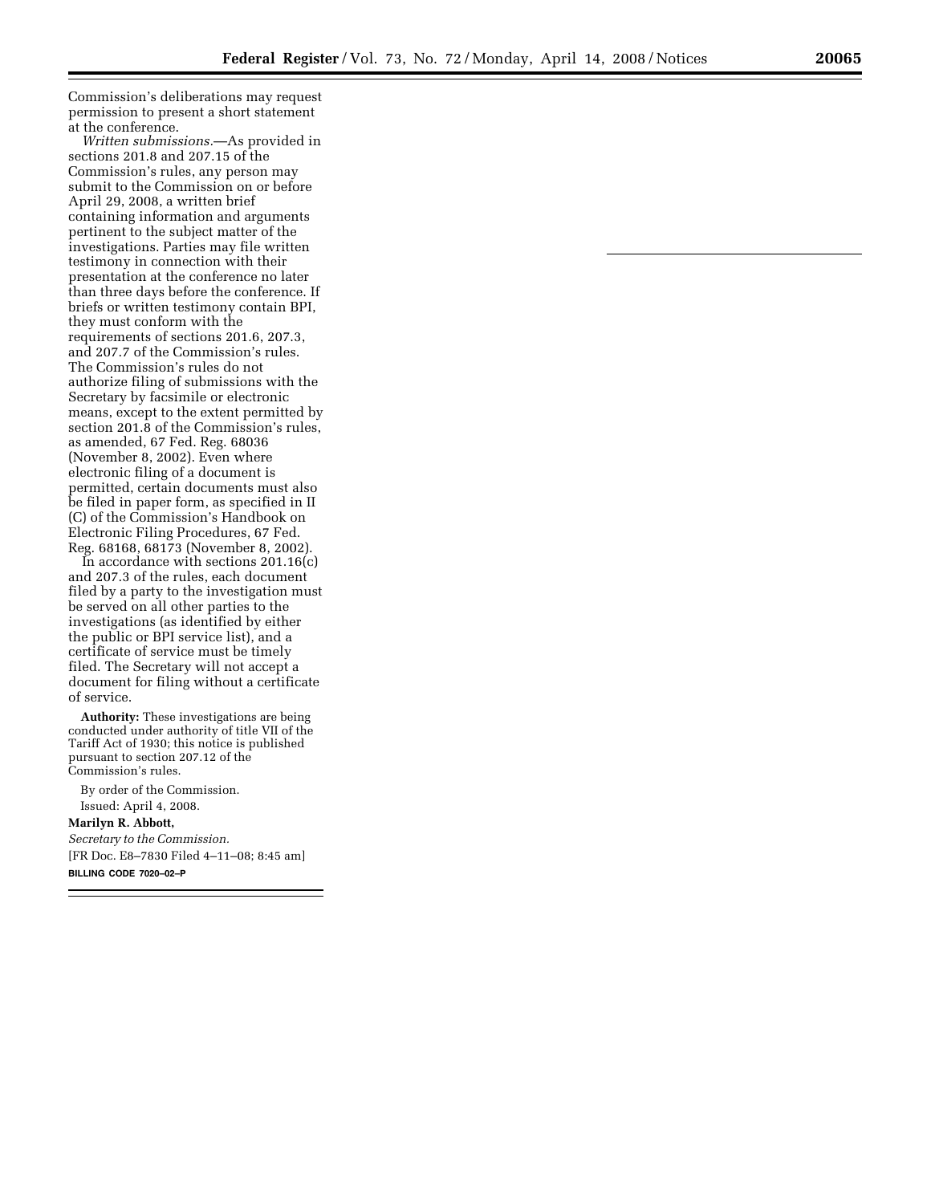Commission's deliberations may request permission to present a short statement at the conference.

*Written submissions.*—As provided in sections 201.8 and 207.15 of the Commission's rules, any person may submit to the Commission on or before April 29, 2008, a written brief containing information and arguments pertinent to the subject matter of the investigations. Parties may file written testimony in connection with their presentation at the conference no later than three days before the conference. If briefs or written testimony contain BPI, they must conform with the requirements of sections 201.6, 207.3, and 207.7 of the Commission's rules. The Commission's rules do not authorize filing of submissions with the Secretary by facsimile or electronic means, except to the extent permitted by section 201.8 of the Commission's rules, as amended, 67 Fed. Reg. 68036 (November 8, 2002). Even where electronic filing of a document is permitted, certain documents must also be filed in paper form, as specified in II (C) of the Commission's Handbook on Electronic Filing Procedures, 67 Fed. Reg. 68168, 68173 (November 8, 2002).

In accordance with sections 201.16(c) and 207.3 of the rules, each document filed by a party to the investigation must be served on all other parties to the investigations (as identified by either the public or BPI service list), and a certificate of service must be timely filed. The Secretary will not accept a document for filing without a certificate of service.

**Authority:** These investigations are being conducted under authority of title VII of the Tariff Act of 1930; this notice is published pursuant to section 207.12 of the Commission's rules.

By order of the Commission.

Issued: April 4, 2008.

**Marilyn R. Abbott,**

*Secretary to the Commission.*

[FR Doc. E8–7830 Filed 4–11–08; 8:45 am]

**BILLING CODE 7020–02–P**